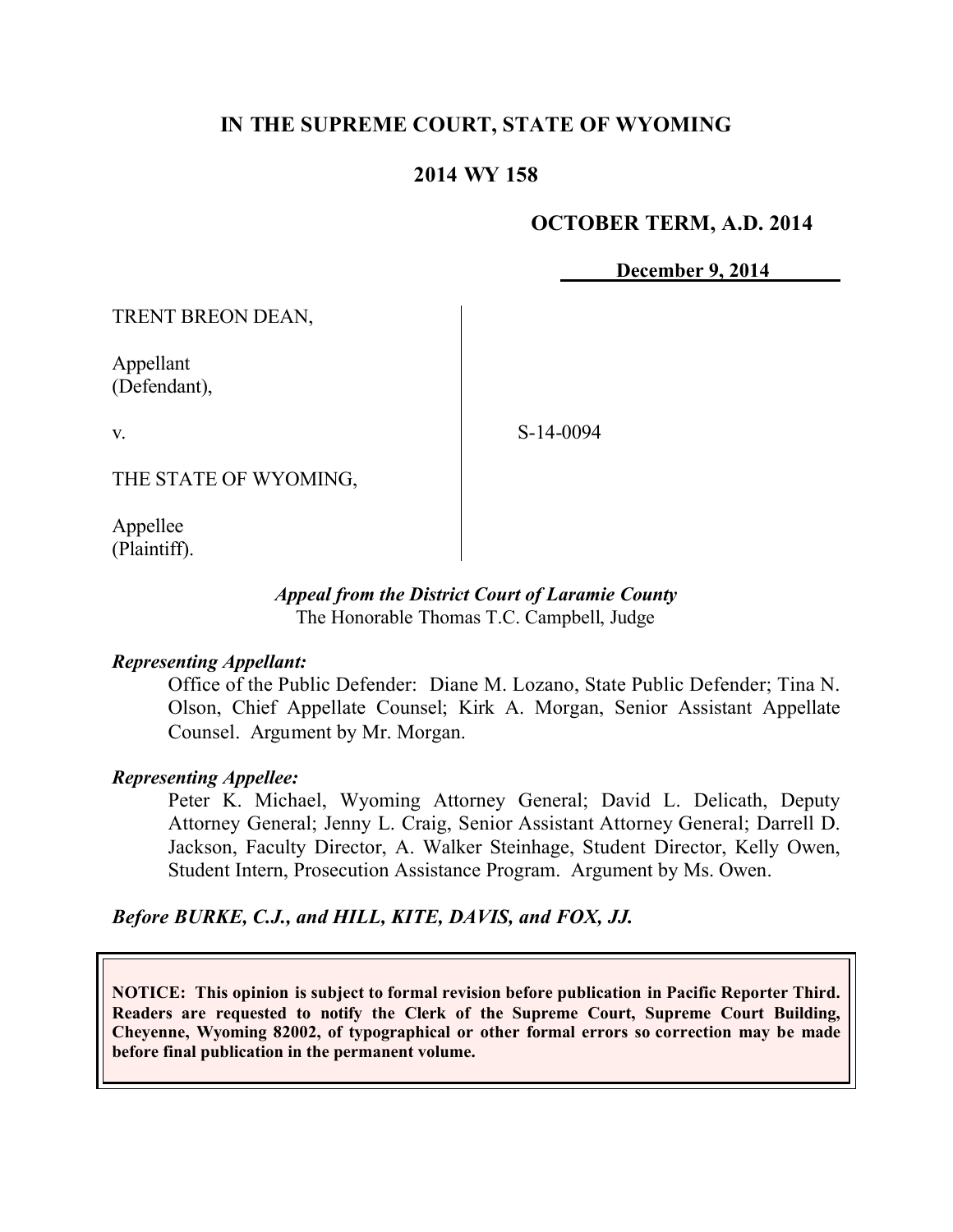**IN THE SUPREME COURT, STATE OF WYOMING**

**2014 WY 158**

**OCTOBER TERM, A.D. 2014**

**December 9, 2014**

TRENT BREON DEAN,

Appellant
(Defendant),

v.

S-14-0094

THE STATE OF WYOMING,

Appellee
(Plaintiff).

***Appeal from the District Court of Laramie County***
The Honorable Thomas T.C. Campbell, Judge

***Representing Appellant:***

Office of the Public Defender: Diane M. Lozano, State Public Defender; Tina N. Olson, Chief Appellate Counsel; Kirk A. Morgan, Senior Assistant Appellate Counsel. Argument by Mr. Morgan.

***Representing Appellee:***

Peter K. Michael, Wyoming Attorney General; David L. Delicath, Deputy Attorney General; Jenny L. Craig, Senior Assistant Attorney General; Darrell D. Jackson, Faculty Director, A. Walker Steinhage, Student Director, Kelly Owen, Student Intern, Prosecution Assistance Program. Argument by Ms. Owen.

***Before BURKE, C.J., and HILL, KITE, DAVIS, and FOX, JJ.***

**NOTICE: This opinion is subject to formal revision before publication in Pacific Reporter Third. Readers are requested to notify the Clerk of the Supreme Court, Supreme Court Building, Cheyenne, Wyoming 82002, of typographical or other formal errors so correction may be made before final publication in the permanent volume.**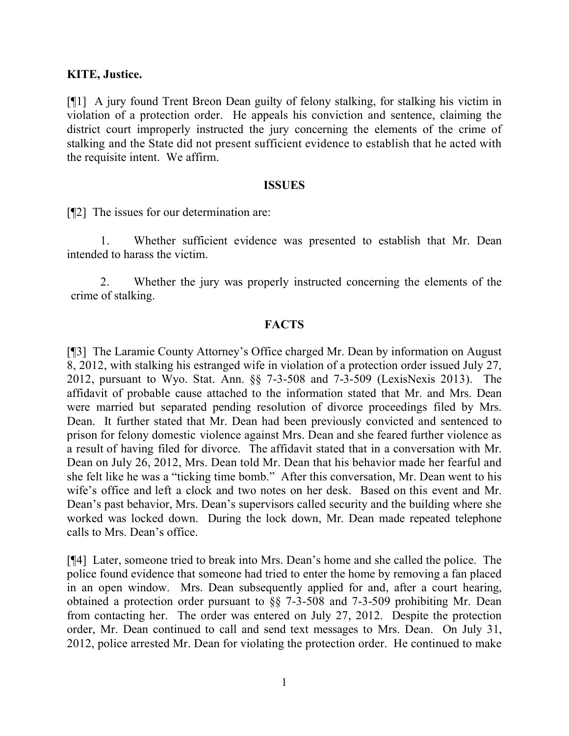**KITE, Justice.**

[¶1] A jury found Trent Breon Dean guilty of felony stalking, for stalking his victim in violation of a protection order. He appeals his conviction and sentence, claiming the district court improperly instructed the jury concerning the elements of the crime of stalking and the State did not present sufficient evidence to establish that he acted with the requisite intent. We affirm.

## ISSUES

[¶2] The issues for our determination are:

1. Whether sufficient evidence was presented to establish that Mr. Dean intended to harass the victim.

2. Whether the jury was properly instructed concerning the elements of the crime of stalking.

## FACTS

[¶3] The Laramie County Attorney's Office charged Mr. Dean by information on August 8, 2012, with stalking his estranged wife in violation of a protection order issued July 27, 2012, pursuant to Wyo. Stat. Ann. §§ 7-3-508 and 7-3-509 (LexisNexis 2013). The affidavit of probable cause attached to the information stated that Mr. and Mrs. Dean were married but separated pending resolution of divorce proceedings filed by Mrs. Dean. It further stated that Mr. Dean had been previously convicted and sentenced to prison for felony domestic violence against Mrs. Dean and she feared further violence as a result of having filed for divorce. The affidavit stated that in a conversation with Mr. Dean on July 26, 2012, Mrs. Dean told Mr. Dean that his behavior made her fearful and she felt like he was a "ticking time bomb." After this conversation, Mr. Dean went to his wife's office and left a clock and two notes on her desk. Based on this event and Mr. Dean's past behavior, Mrs. Dean's supervisors called security and the building where she worked was locked down. During the lock down, Mr. Dean made repeated telephone calls to Mrs. Dean's office.

[¶4] Later, someone tried to break into Mrs. Dean's home and she called the police. The police found evidence that someone had tried to enter the home by removing a fan placed in an open window. Mrs. Dean subsequently applied for and, after a court hearing, obtained a protection order pursuant to §§ 7-3-508 and 7-3-509 prohibiting Mr. Dean from contacting her. The order was entered on July 27, 2012. Despite the protection order, Mr. Dean continued to call and send text messages to Mrs. Dean. On July 31, 2012, police arrested Mr. Dean for violating the protection order. He continued to make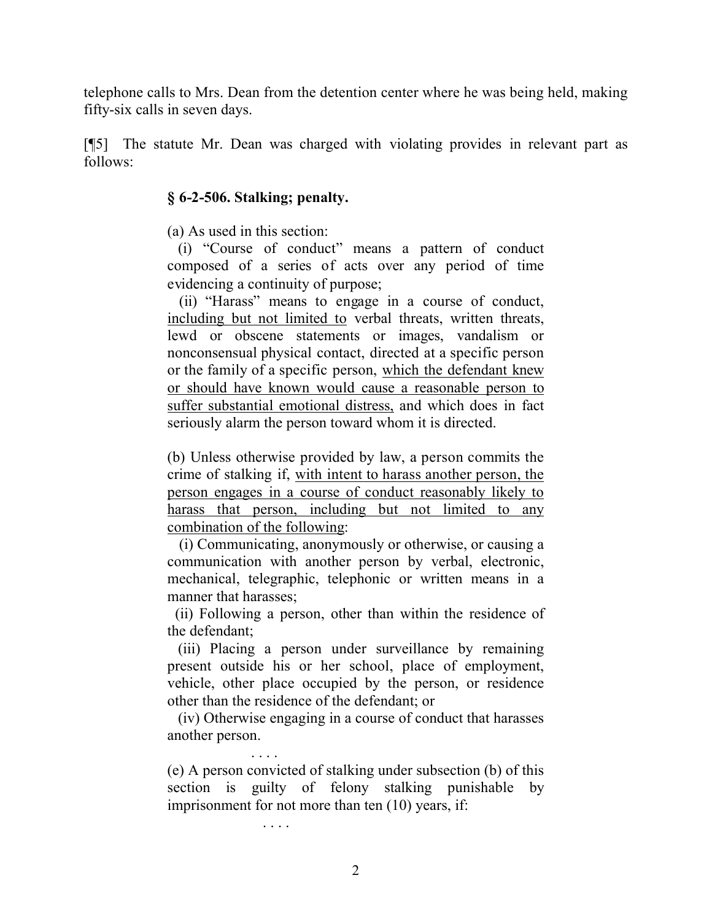telephone calls to Mrs. Dean from the detention center where he was being held, making fifty-six calls in seven days.

[¶5] The statute Mr. Dean was charged with violating provides in relevant part as follows:

> **§ 6-2-506. Stalking; penalty.**
>
> (a) As used in this section:
>
> (i) "Course of conduct" means a pattern of conduct composed of a series of acts over any period of time evidencing a continuity of purpose;
>
> (ii) "Harass" means to engage in a course of conduct, <u>including but not limited to</u> verbal threats, written threats, lewd or obscene statements or images, vandalism or nonconsensual physical contact, directed at a specific person or the family of a specific person, <u>which the defendant knew or should have known would cause a reasonable person to suffer substantial emotional distress,</u> and which does in fact seriously alarm the person toward whom it is directed.
>
> (b) Unless otherwise provided by law, a person commits the crime of stalking if, <u>with intent to harass another person, the person engages in a course of conduct reasonably likely to harass that person, including but not limited to any combination of the following</u>:
>
> (i) Communicating, anonymously or otherwise, or causing a communication with another person by verbal, electronic, mechanical, telegraphic, telephonic or written means in a manner that harasses;
>
> (ii) Following a person, other than within the residence of the defendant;
>
> (iii) Placing a person under surveillance by remaining present outside his or her school, place of employment, vehicle, other place occupied by the person, or residence other than the residence of the defendant; or
>
> (iv) Otherwise engaging in a course of conduct that harasses another person.
>
> . . . .
>
> (e) A person convicted of stalking under subsection (b) of this section is guilty of felony stalking punishable by imprisonment for not more than ten (10) years, if:
>
> . . . .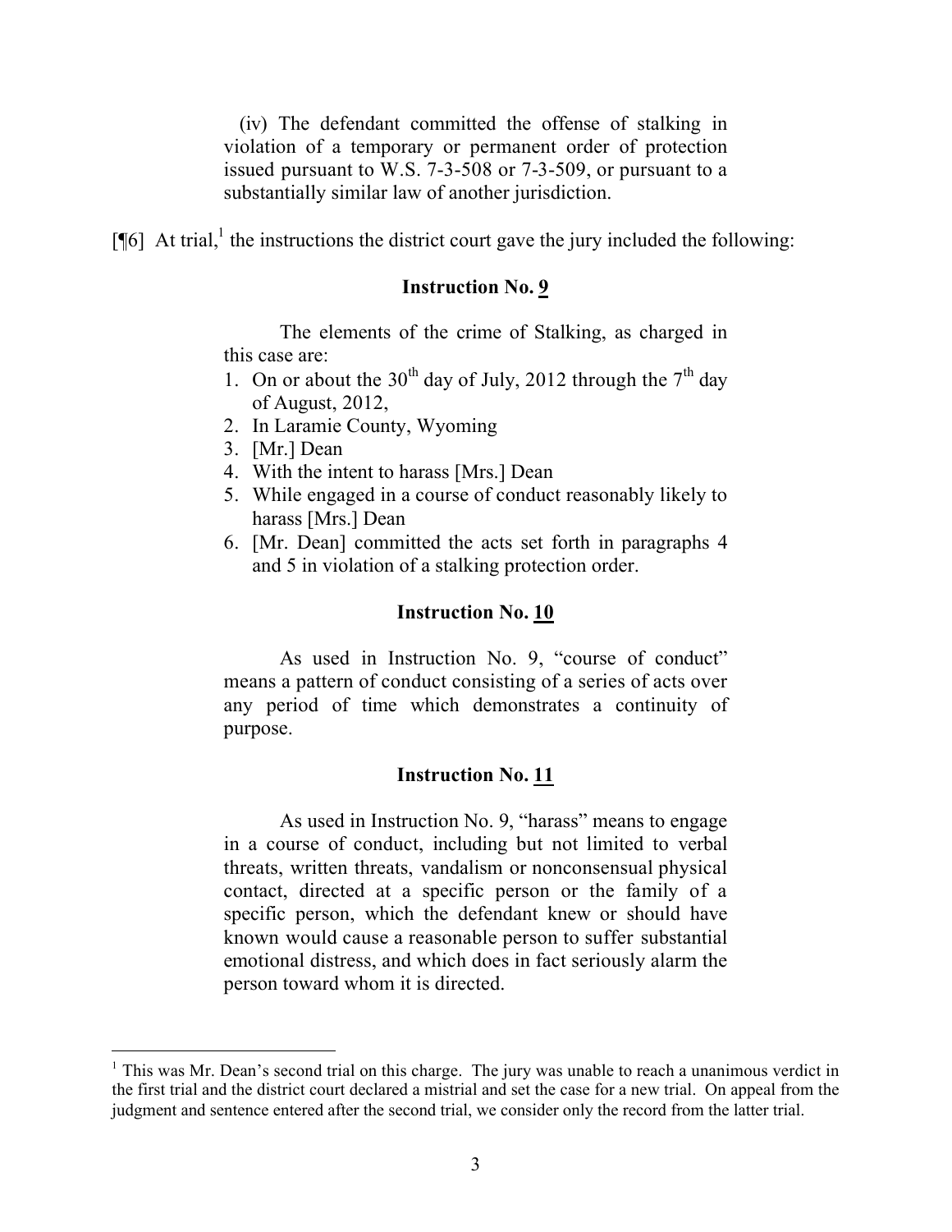(iv) The defendant committed the offense of stalking in violation of a temporary or permanent order of protection issued pursuant to W.S. 7-3-508 or 7-3-509, or pursuant to a substantially similar law of another jurisdiction.

[¶6] At trial,[1] the instructions the district court gave the jury included the following:

**Instruction No. 9**

The elements of the crime of Stalking, as charged in this case are:

1. On or about the 30th day of July, 2012 through the 7th day of August, 2012,
2. In Laramie County, Wyoming
3. [Mr.] Dean
4. With the intent to harass [Mrs.] Dean
5. While engaged in a course of conduct reasonably likely to harass [Mrs.] Dean
6. [Mr. Dean] committed the acts set forth in paragraphs 4 and 5 in violation of a stalking protection order.

**Instruction No. 10**

As used in Instruction No. 9, "course of conduct" means a pattern of conduct consisting of a series of acts over any period of time which demonstrates a continuity of purpose.

**Instruction No. 11**

As used in Instruction No. 9, "harass" means to engage in a course of conduct, including but not limited to verbal threats, written threats, vandalism or nonconsensual physical contact, directed at a specific person or the family of a specific person, which the defendant knew or should have known would cause a reasonable person to suffer substantial emotional distress, and which does in fact seriously alarm the person toward whom it is directed.

---

[1] This was Mr. Dean's second trial on this charge. The jury was unable to reach a unanimous verdict in the first trial and the district court declared a mistrial and set the case for a new trial. On appeal from the judgment and sentence entered after the second trial, we consider only the record from the latter trial.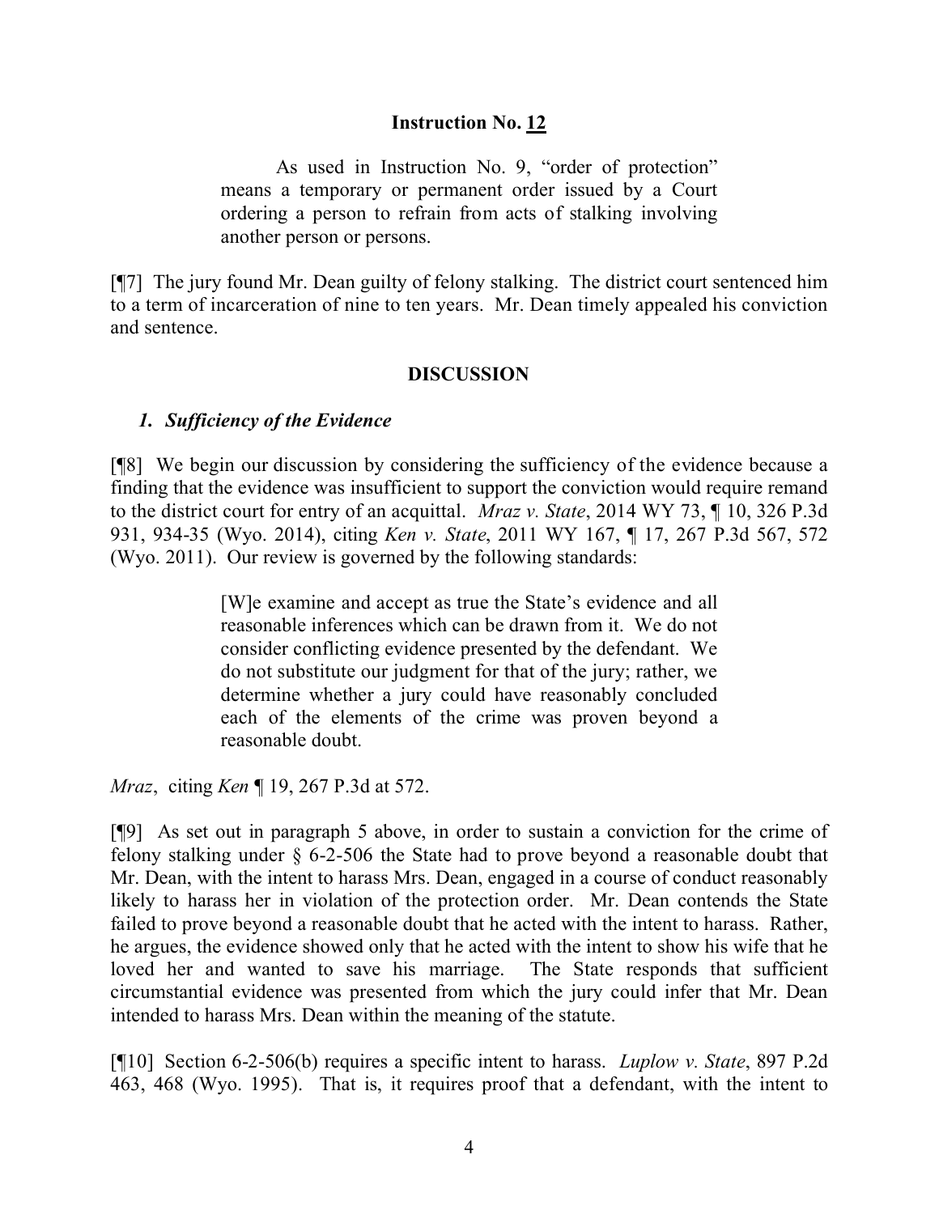### Instruction No. 12

> As used in Instruction No. 9, "order of protection" means a temporary or permanent order issued by a Court ordering a person to refrain from acts of stalking involving another person or persons.

[¶7] The jury found Mr. Dean guilty of felony stalking. The district court sentenced him to a term of incarceration of nine to ten years. Mr. Dean timely appealed his conviction and sentence.

## DISCUSSION

### *1. Sufficiency of the Evidence*

[¶8] We begin our discussion by considering the sufficiency of the evidence because a finding that the evidence was insufficient to support the conviction would require remand to the district court for entry of an acquittal. *Mraz v. State*, 2014 WY 73, ¶ 10, 326 P.3d 931, 934-35 (Wyo. 2014), citing *Ken v. State*, 2011 WY 167, ¶ 17, 267 P.3d 567, 572 (Wyo. 2011). Our review is governed by the following standards:

> [W]e examine and accept as true the State's evidence and all reasonable inferences which can be drawn from it. We do not consider conflicting evidence presented by the defendant. We do not substitute our judgment for that of the jury; rather, we determine whether a jury could have reasonably concluded each of the elements of the crime was proven beyond a reasonable doubt.

*Mraz*, citing *Ken* ¶ 19, 267 P.3d at 572.

[¶9] As set out in paragraph 5 above, in order to sustain a conviction for the crime of felony stalking under § 6-2-506 the State had to prove beyond a reasonable doubt that Mr. Dean, with the intent to harass Mrs. Dean, engaged in a course of conduct reasonably likely to harass her in violation of the protection order. Mr. Dean contends the State failed to prove beyond a reasonable doubt that he acted with the intent to harass. Rather, he argues, the evidence showed only that he acted with the intent to show his wife that he loved her and wanted to save his marriage. The State responds that sufficient circumstantial evidence was presented from which the jury could infer that Mr. Dean intended to harass Mrs. Dean within the meaning of the statute.

[¶10] Section 6-2-506(b) requires a specific intent to harass. *Luplow v. State*, 897 P.2d 463, 468 (Wyo. 1995). That is, it requires proof that a defendant, with the intent to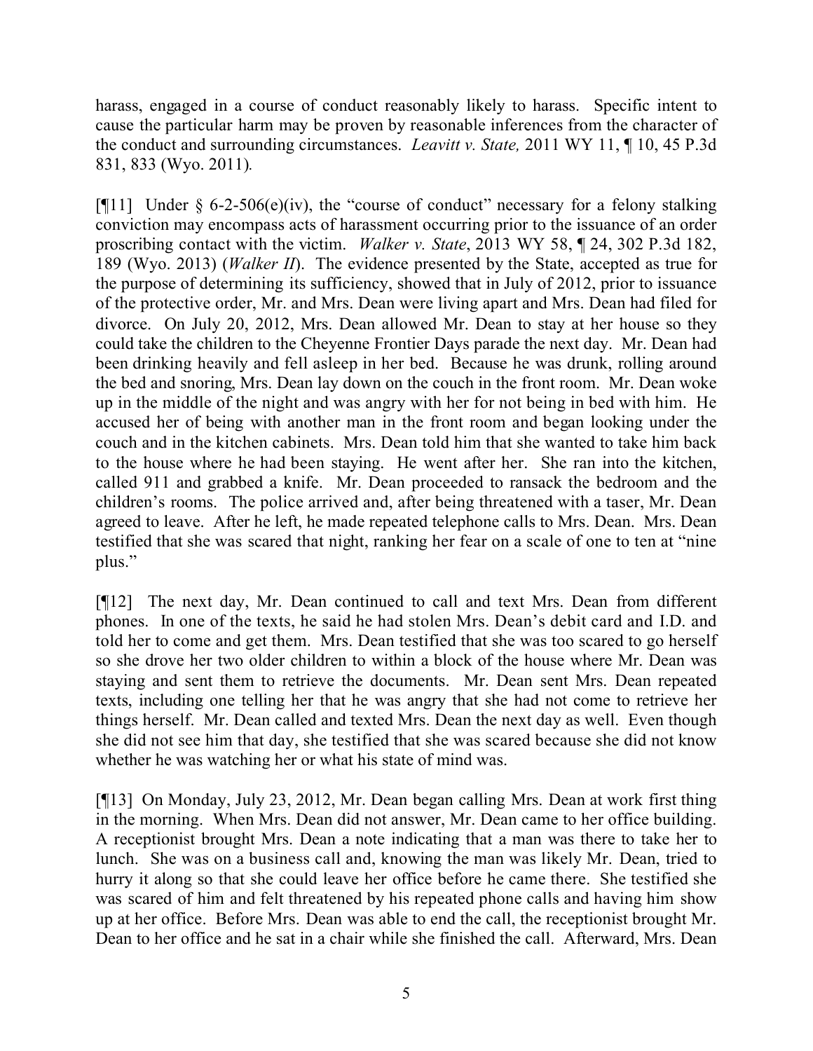harass, engaged in a course of conduct reasonably likely to harass. Specific intent to cause the particular harm may be proven by reasonable inferences from the character of the conduct and surrounding circumstances. *Leavitt v. State,* 2011 WY 11, ¶ 10, 45 P.3d 831, 833 (Wyo. 2011).

[¶11] Under § 6-2-506(e)(iv), the "course of conduct" necessary for a felony stalking conviction may encompass acts of harassment occurring prior to the issuance of an order proscribing contact with the victim. *Walker v. State*, 2013 WY 58, ¶ 24, 302 P.3d 182, 189 (Wyo. 2013) (*Walker II*). The evidence presented by the State, accepted as true for the purpose of determining its sufficiency, showed that in July of 2012, prior to issuance of the protective order, Mr. and Mrs. Dean were living apart and Mrs. Dean had filed for divorce. On July 20, 2012, Mrs. Dean allowed Mr. Dean to stay at her house so they could take the children to the Cheyenne Frontier Days parade the next day. Mr. Dean had been drinking heavily and fell asleep in her bed. Because he was drunk, rolling around the bed and snoring, Mrs. Dean lay down on the couch in the front room. Mr. Dean woke up in the middle of the night and was angry with her for not being in bed with him. He accused her of being with another man in the front room and began looking under the couch and in the kitchen cabinets. Mrs. Dean told him that she wanted to take him back to the house where he had been staying. He went after her. She ran into the kitchen, called 911 and grabbed a knife. Mr. Dean proceeded to ransack the bedroom and the children's rooms. The police arrived and, after being threatened with a taser, Mr. Dean agreed to leave. After he left, he made repeated telephone calls to Mrs. Dean. Mrs. Dean testified that she was scared that night, ranking her fear on a scale of one to ten at "nine plus."

[¶12] The next day, Mr. Dean continued to call and text Mrs. Dean from different phones. In one of the texts, he said he had stolen Mrs. Dean's debit card and I.D. and told her to come and get them. Mrs. Dean testified that she was too scared to go herself so she drove her two older children to within a block of the house where Mr. Dean was staying and sent them to retrieve the documents. Mr. Dean sent Mrs. Dean repeated texts, including one telling her that he was angry that she had not come to retrieve her things herself. Mr. Dean called and texted Mrs. Dean the next day as well. Even though she did not see him that day, she testified that she was scared because she did not know whether he was watching her or what his state of mind was.

[¶13] On Monday, July 23, 2012, Mr. Dean began calling Mrs. Dean at work first thing in the morning. When Mrs. Dean did not answer, Mr. Dean came to her office building. A receptionist brought Mrs. Dean a note indicating that a man was there to take her to lunch. She was on a business call and, knowing the man was likely Mr. Dean, tried to hurry it along so that she could leave her office before he came there. She testified she was scared of him and felt threatened by his repeated phone calls and having him show up at her office. Before Mrs. Dean was able to end the call, the receptionist brought Mr. Dean to her office and he sat in a chair while she finished the call. Afterward, Mrs. Dean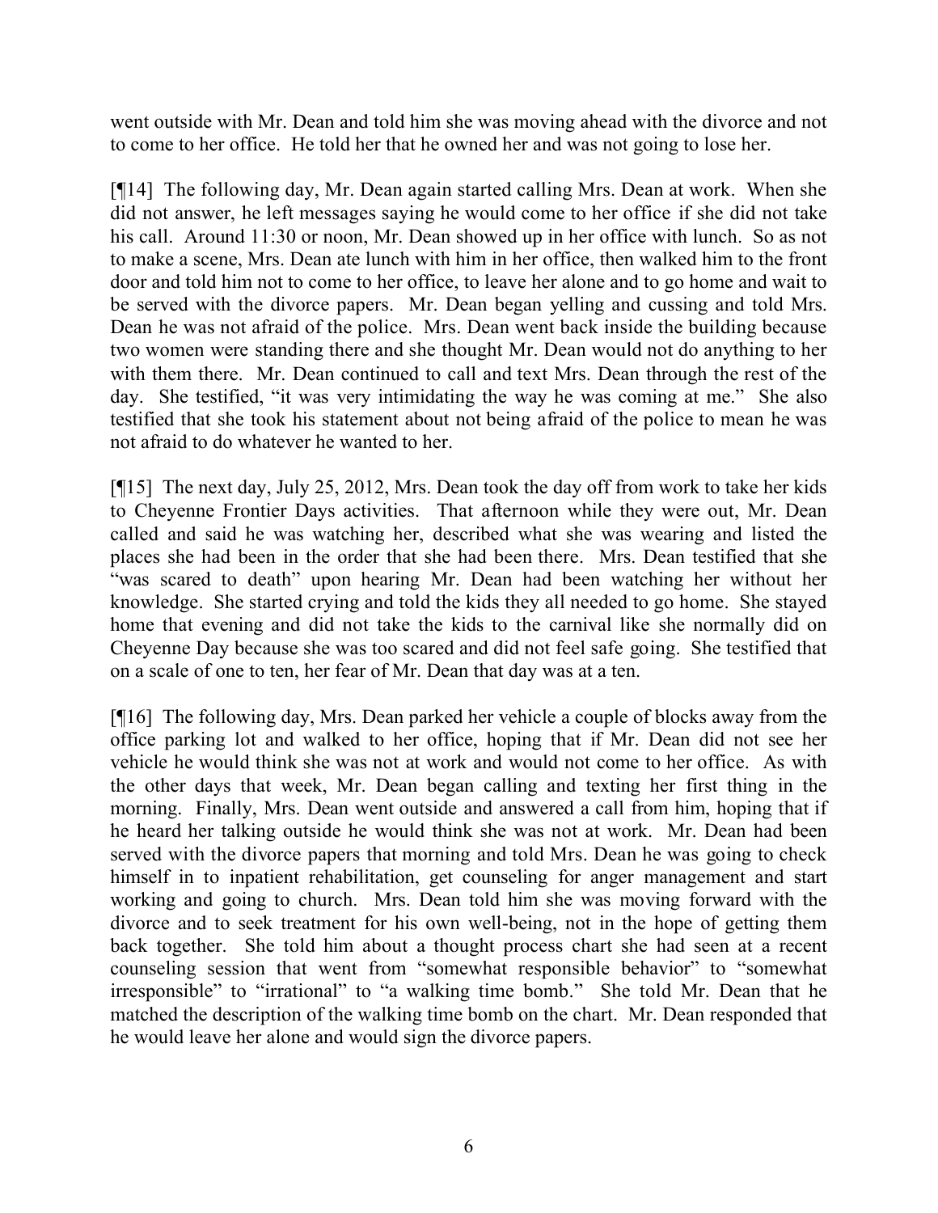went outside with Mr. Dean and told him she was moving ahead with the divorce and not to come to her office. He told her that he owned her and was not going to lose her.

[¶14] The following day, Mr. Dean again started calling Mrs. Dean at work. When she did not answer, he left messages saying he would come to her office if she did not take his call. Around 11:30 or noon, Mr. Dean showed up in her office with lunch. So as not to make a scene, Mrs. Dean ate lunch with him in her office, then walked him to the front door and told him not to come to her office, to leave her alone and to go home and wait to be served with the divorce papers. Mr. Dean began yelling and cussing and told Mrs. Dean he was not afraid of the police. Mrs. Dean went back inside the building because two women were standing there and she thought Mr. Dean would not do anything to her with them there. Mr. Dean continued to call and text Mrs. Dean through the rest of the day. She testified, "it was very intimidating the way he was coming at me." She also testified that she took his statement about not being afraid of the police to mean he was not afraid to do whatever he wanted to her.

[¶15] The next day, July 25, 2012, Mrs. Dean took the day off from work to take her kids to Cheyenne Frontier Days activities. That afternoon while they were out, Mr. Dean called and said he was watching her, described what she was wearing and listed the places she had been in the order that she had been there. Mrs. Dean testified that she "was scared to death" upon hearing Mr. Dean had been watching her without her knowledge. She started crying and told the kids they all needed to go home. She stayed home that evening and did not take the kids to the carnival like she normally did on Cheyenne Day because she was too scared and did not feel safe going. She testified that on a scale of one to ten, her fear of Mr. Dean that day was at a ten.

[¶16] The following day, Mrs. Dean parked her vehicle a couple of blocks away from the office parking lot and walked to her office, hoping that if Mr. Dean did not see her vehicle he would think she was not at work and would not come to her office. As with the other days that week, Mr. Dean began calling and texting her first thing in the morning. Finally, Mrs. Dean went outside and answered a call from him, hoping that if he heard her talking outside he would think she was not at work. Mr. Dean had been served with the divorce papers that morning and told Mrs. Dean he was going to check himself in to inpatient rehabilitation, get counseling for anger management and start working and going to church. Mrs. Dean told him she was moving forward with the divorce and to seek treatment for his own well-being, not in the hope of getting them back together. She told him about a thought process chart she had seen at a recent counseling session that went from "somewhat responsible behavior" to "somewhat irresponsible" to "irrational" to "a walking time bomb." She told Mr. Dean that he matched the description of the walking time bomb on the chart. Mr. Dean responded that he would leave her alone and would sign the divorce papers.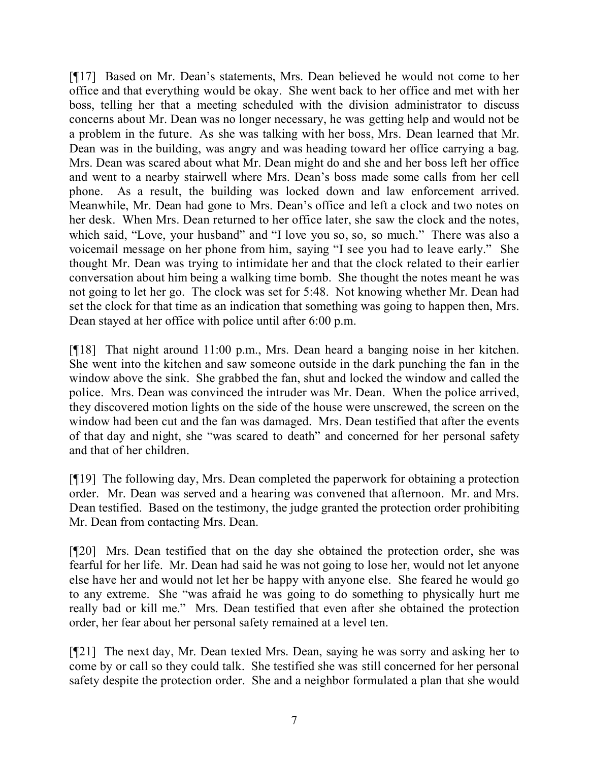[¶17] Based on Mr. Dean's statements, Mrs. Dean believed he would not come to her office and that everything would be okay. She went back to her office and met with her boss, telling her that a meeting scheduled with the division administrator to discuss concerns about Mr. Dean was no longer necessary, he was getting help and would not be a problem in the future. As she was talking with her boss, Mrs. Dean learned that Mr. Dean was in the building, was angry and was heading toward her office carrying a bag. Mrs. Dean was scared about what Mr. Dean might do and she and her boss left her office and went to a nearby stairwell where Mrs. Dean's boss made some calls from her cell phone. As a result, the building was locked down and law enforcement arrived. Meanwhile, Mr. Dean had gone to Mrs. Dean's office and left a clock and two notes on her desk. When Mrs. Dean returned to her office later, she saw the clock and the notes, which said, "Love, your husband" and "I love you so, so, so much." There was also a voicemail message on her phone from him, saying "I see you had to leave early." She thought Mr. Dean was trying to intimidate her and that the clock related to their earlier conversation about him being a walking time bomb. She thought the notes meant he was not going to let her go. The clock was set for 5:48. Not knowing whether Mr. Dean had set the clock for that time as an indication that something was going to happen then, Mrs. Dean stayed at her office with police until after 6:00 p.m.

[¶18] That night around 11:00 p.m., Mrs. Dean heard a banging noise in her kitchen. She went into the kitchen and saw someone outside in the dark punching the fan in the window above the sink. She grabbed the fan, shut and locked the window and called the police. Mrs. Dean was convinced the intruder was Mr. Dean. When the police arrived, they discovered motion lights on the side of the house were unscrewed, the screen on the window had been cut and the fan was damaged. Mrs. Dean testified that after the events of that day and night, she "was scared to death" and concerned for her personal safety and that of her children.

[¶19] The following day, Mrs. Dean completed the paperwork for obtaining a protection order. Mr. Dean was served and a hearing was convened that afternoon. Mr. and Mrs. Dean testified. Based on the testimony, the judge granted the protection order prohibiting Mr. Dean from contacting Mrs. Dean.

[¶20] Mrs. Dean testified that on the day she obtained the protection order, she was fearful for her life. Mr. Dean had said he was not going to lose her, would not let anyone else have her and would not let her be happy with anyone else. She feared he would go to any extreme. She "was afraid he was going to do something to physically hurt me really bad or kill me." Mrs. Dean testified that even after she obtained the protection order, her fear about her personal safety remained at a level ten.

[¶21] The next day, Mr. Dean texted Mrs. Dean, saying he was sorry and asking her to come by or call so they could talk. She testified she was still concerned for her personal safety despite the protection order. She and a neighbor formulated a plan that she would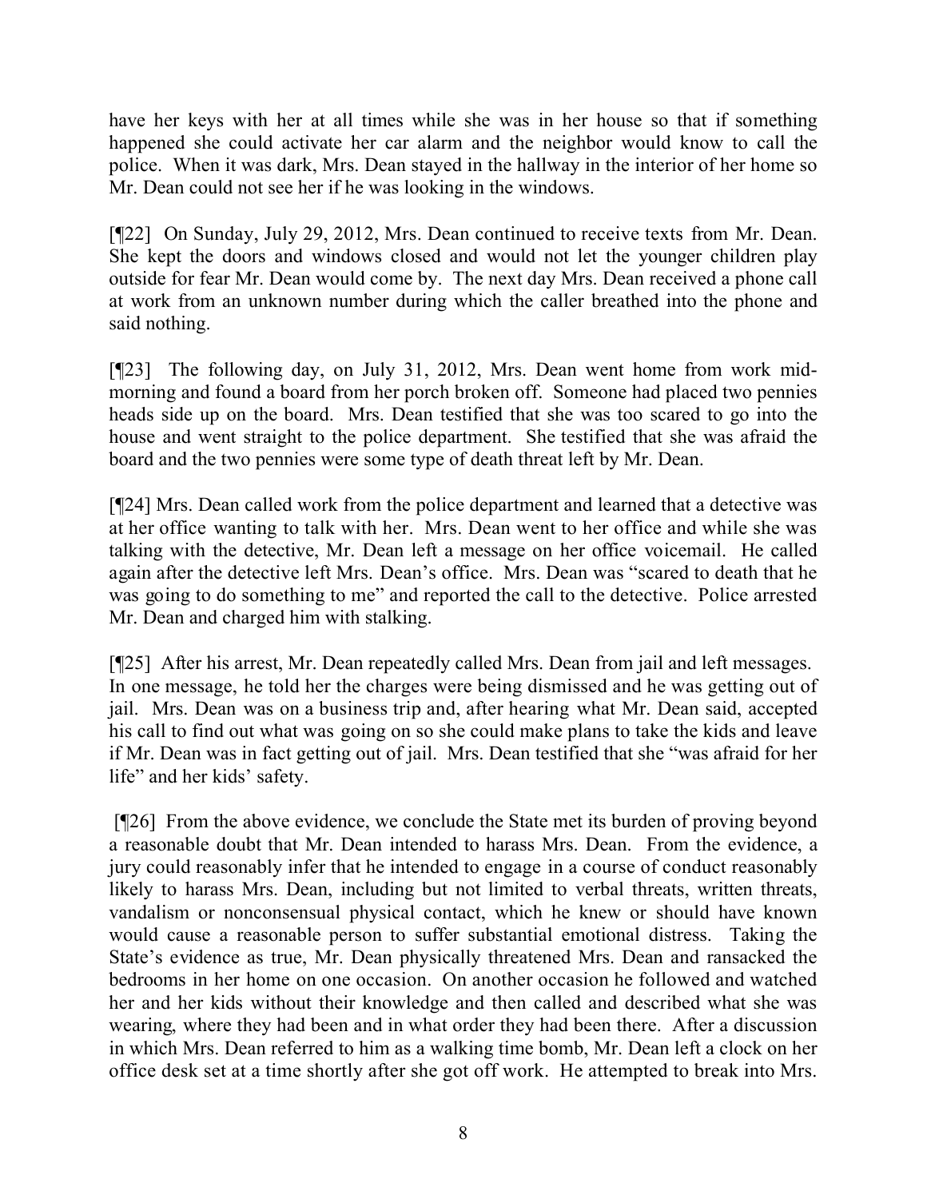have her keys with her at all times while she was in her house so that if something happened she could activate her car alarm and the neighbor would know to call the police. When it was dark, Mrs. Dean stayed in the hallway in the interior of her home so Mr. Dean could not see her if he was looking in the windows.

[¶22] On Sunday, July 29, 2012, Mrs. Dean continued to receive texts from Mr. Dean. She kept the doors and windows closed and would not let the younger children play outside for fear Mr. Dean would come by. The next day Mrs. Dean received a phone call at work from an unknown number during which the caller breathed into the phone and said nothing.

[¶23] The following day, on July 31, 2012, Mrs. Dean went home from work mid-morning and found a board from her porch broken off. Someone had placed two pennies heads side up on the board. Mrs. Dean testified that she was too scared to go into the house and went straight to the police department. She testified that she was afraid the board and the two pennies were some type of death threat left by Mr. Dean.

[¶24] Mrs. Dean called work from the police department and learned that a detective was at her office wanting to talk with her. Mrs. Dean went to her office and while she was talking with the detective, Mr. Dean left a message on her office voicemail. He called again after the detective left Mrs. Dean's office. Mrs. Dean was "scared to death that he was going to do something to me" and reported the call to the detective. Police arrested Mr. Dean and charged him with stalking.

[¶25] After his arrest, Mr. Dean repeatedly called Mrs. Dean from jail and left messages. In one message, he told her the charges were being dismissed and he was getting out of jail. Mrs. Dean was on a business trip and, after hearing what Mr. Dean said, accepted his call to find out what was going on so she could make plans to take the kids and leave if Mr. Dean was in fact getting out of jail. Mrs. Dean testified that she "was afraid for her life" and her kids' safety.

[¶26] From the above evidence, we conclude the State met its burden of proving beyond a reasonable doubt that Mr. Dean intended to harass Mrs. Dean. From the evidence, a jury could reasonably infer that he intended to engage in a course of conduct reasonably likely to harass Mrs. Dean, including but not limited to verbal threats, written threats, vandalism or nonconsensual physical contact, which he knew or should have known would cause a reasonable person to suffer substantial emotional distress. Taking the State's evidence as true, Mr. Dean physically threatened Mrs. Dean and ransacked the bedrooms in her home on one occasion. On another occasion he followed and watched her and her kids without their knowledge and then called and described what she was wearing, where they had been and in what order they had been there. After a discussion in which Mrs. Dean referred to him as a walking time bomb, Mr. Dean left a clock on her office desk set at a time shortly after she got off work. He attempted to break into Mrs.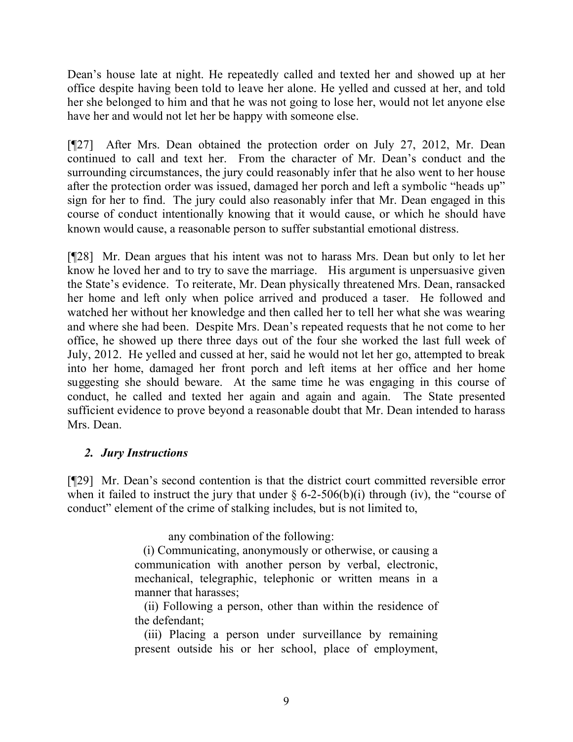Dean's house late at night. He repeatedly called and texted her and showed up at her office despite having been told to leave her alone. He yelled and cussed at her, and told her she belonged to him and that he was not going to lose her, would not let anyone else have her and would not let her be happy with someone else.

[¶27] After Mrs. Dean obtained the protection order on July 27, 2012, Mr. Dean continued to call and text her. From the character of Mr. Dean's conduct and the surrounding circumstances, the jury could reasonably infer that he also went to her house after the protection order was issued, damaged her porch and left a symbolic "heads up" sign for her to find. The jury could also reasonably infer that Mr. Dean engaged in this course of conduct intentionally knowing that it would cause, or which he should have known would cause, a reasonable person to suffer substantial emotional distress.

[¶28] Mr. Dean argues that his intent was not to harass Mrs. Dean but only to let her know he loved her and to try to save the marriage. His argument is unpersuasive given the State's evidence. To reiterate, Mr. Dean physically threatened Mrs. Dean, ransacked her home and left only when police arrived and produced a taser. He followed and watched her without her knowledge and then called her to tell her what she was wearing and where she had been. Despite Mrs. Dean's repeated requests that he not come to her office, he showed up there three days out of the four she worked the last full week of July, 2012. He yelled and cussed at her, said he would not let her go, attempted to break into her home, damaged her front porch and left items at her office and her home suggesting she should beware. At the same time he was engaging in this course of conduct, he called and texted her again and again and again. The State presented sufficient evidence to prove beyond a reasonable doubt that Mr. Dean intended to harass Mrs. Dean.

### *2. Jury Instructions*

[¶29] Mr. Dean's second contention is that the district court committed reversible error when it failed to instruct the jury that under § 6-2-506(b)(i) through (iv), the "course of conduct" element of the crime of stalking includes, but is not limited to,

> any combination of the following:
>
> (i) Communicating, anonymously or otherwise, or causing a communication with another person by verbal, electronic, mechanical, telegraphic, telephonic or written means in a manner that harasses;
>
> (ii) Following a person, other than within the residence of the defendant;
>
> (iii) Placing a person under surveillance by remaining present outside his or her school, place of employment,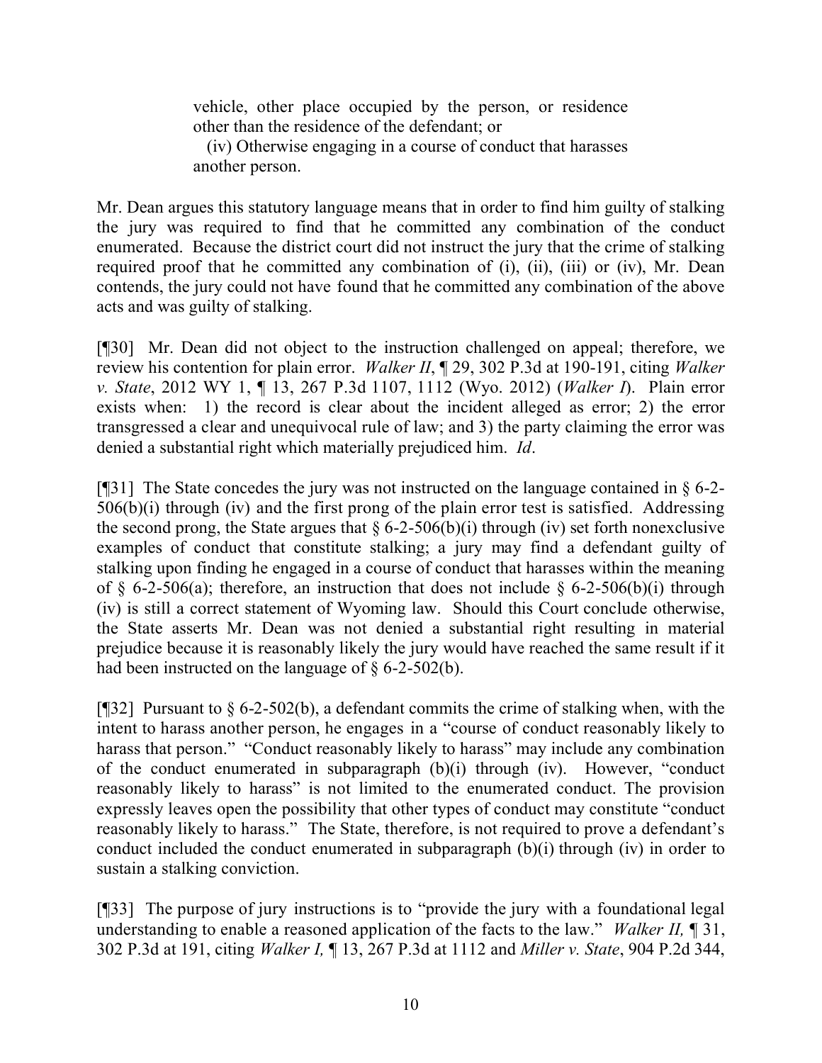> vehicle, other place occupied by the person, or residence other than the residence of the defendant; or
>
> (iv) Otherwise engaging in a course of conduct that harasses another person.

Mr. Dean argues this statutory language means that in order to find him guilty of stalking the jury was required to find that he committed any combination of the conduct enumerated. Because the district court did not instruct the jury that the crime of stalking required proof that he committed any combination of (i), (ii), (iii) or (iv), Mr. Dean contends, the jury could not have found that he committed any combination of the above acts and was guilty of stalking.

[¶30] Mr. Dean did not object to the instruction challenged on appeal; therefore, we review his contention for plain error. *Walker II*, ¶ 29, 302 P.3d at 190-191, citing *Walker v. State*, 2012 WY 1, ¶ 13, 267 P.3d 1107, 1112 (Wyo. 2012) (*Walker I*). Plain error exists when: 1) the record is clear about the incident alleged as error; 2) the error transgressed a clear and unequivocal rule of law; and 3) the party claiming the error was denied a substantial right which materially prejudiced him. *Id*.

[¶31] The State concedes the jury was not instructed on the language contained in § 6-2-506(b)(i) through (iv) and the first prong of the plain error test is satisfied. Addressing the second prong, the State argues that § 6-2-506(b)(i) through (iv) set forth nonexclusive examples of conduct that constitute stalking; a jury may find a defendant guilty of stalking upon finding he engaged in a course of conduct that harasses within the meaning of § 6-2-506(a); therefore, an instruction that does not include § 6-2-506(b)(i) through (iv) is still a correct statement of Wyoming law. Should this Court conclude otherwise, the State asserts Mr. Dean was not denied a substantial right resulting in material prejudice because it is reasonably likely the jury would have reached the same result if it had been instructed on the language of § 6-2-502(b).

[¶32] Pursuant to § 6-2-502(b), a defendant commits the crime of stalking when, with the intent to harass another person, he engages in a "course of conduct reasonably likely to harass that person." "Conduct reasonably likely to harass" may include any combination of the conduct enumerated in subparagraph (b)(i) through (iv). However, "conduct reasonably likely to harass" is not limited to the enumerated conduct. The provision expressly leaves open the possibility that other types of conduct may constitute "conduct reasonably likely to harass." The State, therefore, is not required to prove a defendant's conduct included the conduct enumerated in subparagraph (b)(i) through (iv) in order to sustain a stalking conviction.

[¶33] The purpose of jury instructions is to "provide the jury with a foundational legal understanding to enable a reasoned application of the facts to the law." *Walker II,* ¶ 31, 302 P.3d at 191, citing *Walker I,* ¶ 13, 267 P.3d at 1112 and *Miller v. State*, 904 P.2d 344,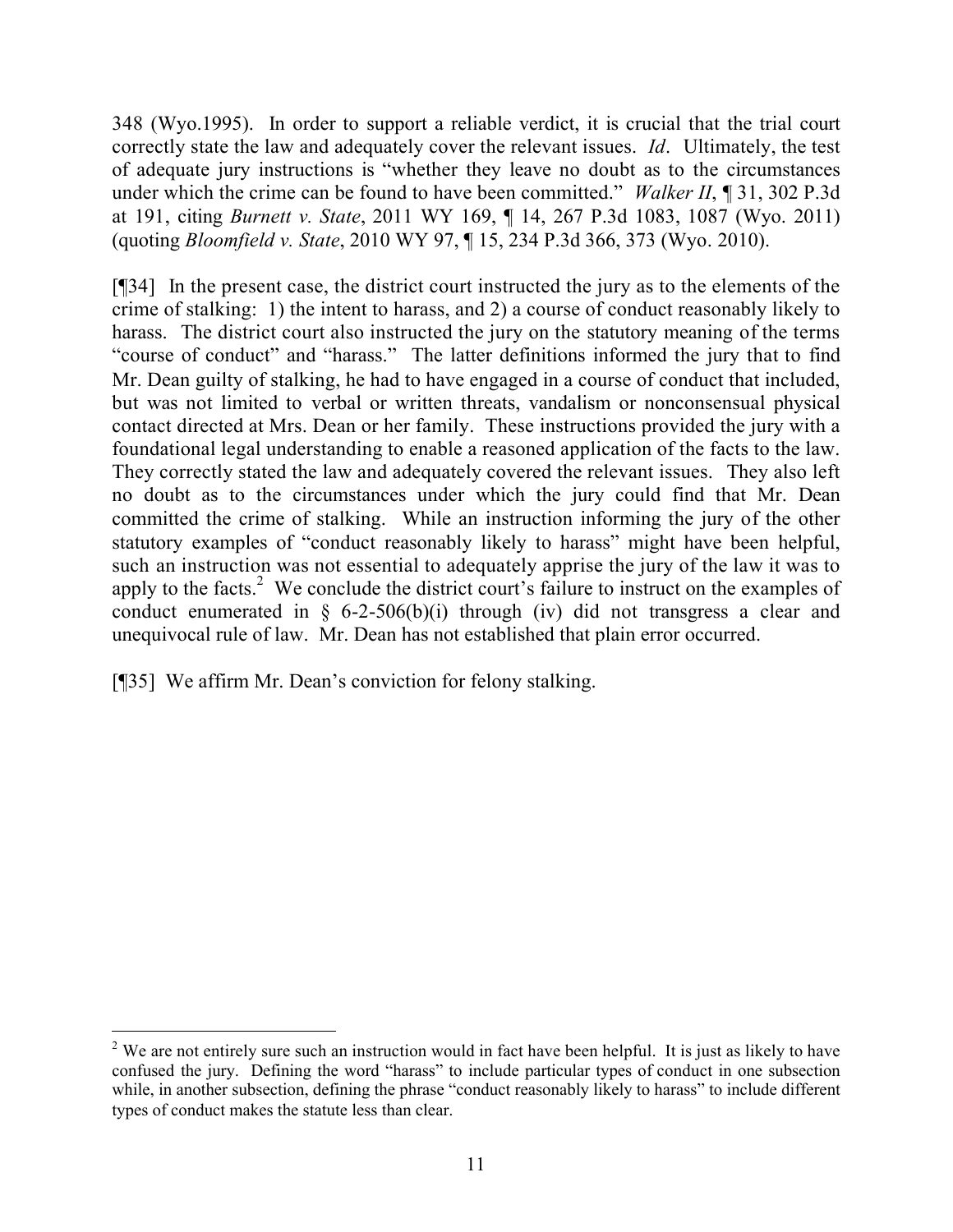348 (Wyo.1995). In order to support a reliable verdict, it is crucial that the trial court correctly state the law and adequately cover the relevant issues. *Id*. Ultimately, the test of adequate jury instructions is "whether they leave no doubt as to the circumstances under which the crime can be found to have been committed." *Walker II*, ¶ 31, 302 P.3d at 191, citing *Burnett v. State*, 2011 WY 169, ¶ 14, 267 P.3d 1083, 1087 (Wyo. 2011) (quoting *Bloomfield v. State*, 2010 WY 97, ¶ 15, 234 P.3d 366, 373 (Wyo. 2010).

[¶34] In the present case, the district court instructed the jury as to the elements of the crime of stalking: 1) the intent to harass, and 2) a course of conduct reasonably likely to harass. The district court also instructed the jury on the statutory meaning of the terms "course of conduct" and "harass." The latter definitions informed the jury that to find Mr. Dean guilty of stalking, he had to have engaged in a course of conduct that included, but was not limited to verbal or written threats, vandalism or nonconsensual physical contact directed at Mrs. Dean or her family. These instructions provided the jury with a foundational legal understanding to enable a reasoned application of the facts to the law. They correctly stated the law and adequately covered the relevant issues. They also left no doubt as to the circumstances under which the jury could find that Mr. Dean committed the crime of stalking. While an instruction informing the jury of the other statutory examples of "conduct reasonably likely to harass" might have been helpful, such an instruction was not essential to adequately apprise the jury of the law it was to apply to the facts.[2] We conclude the district court's failure to instruct on the examples of conduct enumerated in § 6-2-506(b)(i) through (iv) did not transgress a clear and unequivocal rule of law. Mr. Dean has not established that plain error occurred.

[¶35] We affirm Mr. Dean's conviction for felony stalking.

---

[2] We are not entirely sure such an instruction would in fact have been helpful. It is just as likely to have confused the jury. Defining the word "harass" to include particular types of conduct in one subsection while, in another subsection, defining the phrase "conduct reasonably likely to harass" to include different types of conduct makes the statute less than clear.